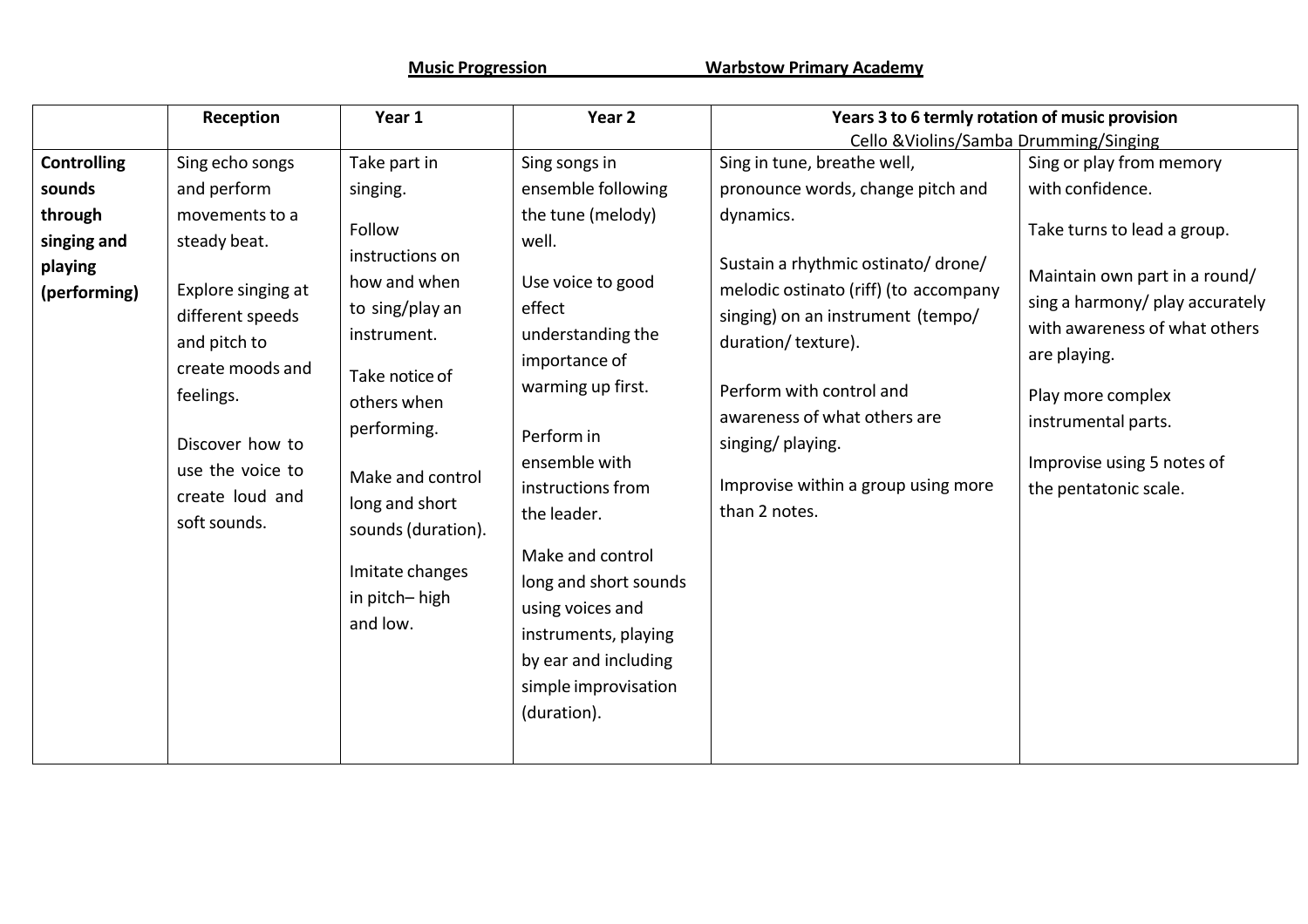**Music Progression                    Warbstow Primary Academy**

| | Reception | Year 1 | Year 2 | Years 3 to 6 termly rotation of music provision Cello &Violins/Samba Drumming/Singing | |
|---|---|---|---|---|---|
| **Controlling sounds through singing and playing (performing)** | Sing echo songs and perform movements to a steady beat.<br><br>Explore singing at different speeds and pitch to create moods and feelings.<br><br>Discover how to use the voice to create loud and soft sounds. | Take part in singing.<br><br>Follow instructions on how and when to sing/play an instrument.<br><br>Take notice of others when performing.<br><br>Make and control long and short sounds (duration).<br><br>Imitate changes in pitch– high and low. | Sing songs in ensemble following the tune (melody) well.<br><br>Use voice to good effect understanding the importance of warming up first.<br><br>Perform in ensemble with instructions from the leader.<br><br>Make and control long and short sounds using voices and instruments, playing by ear and including simple improvisation (duration). | Sing in tune, breathe well, pronounce words, change pitch and dynamics.<br><br>Sustain a rhythmic ostinato/ drone/ melodic ostinato (riff) (to accompany singing) on an instrument (tempo/ duration/ texture).<br><br>Perform with control and awareness of what others are singing/ playing.<br><br>Improvise within a group using more than 2 notes. | Sing or play from memory with confidence.<br><br>Take turns to lead a group.<br><br>Maintain own part in a round/ sing a harmony/ play accurately with awareness of what others are playing.<br><br>Play more complex instrumental parts.<br><br>Improvise using 5 notes of the pentatonic scale. |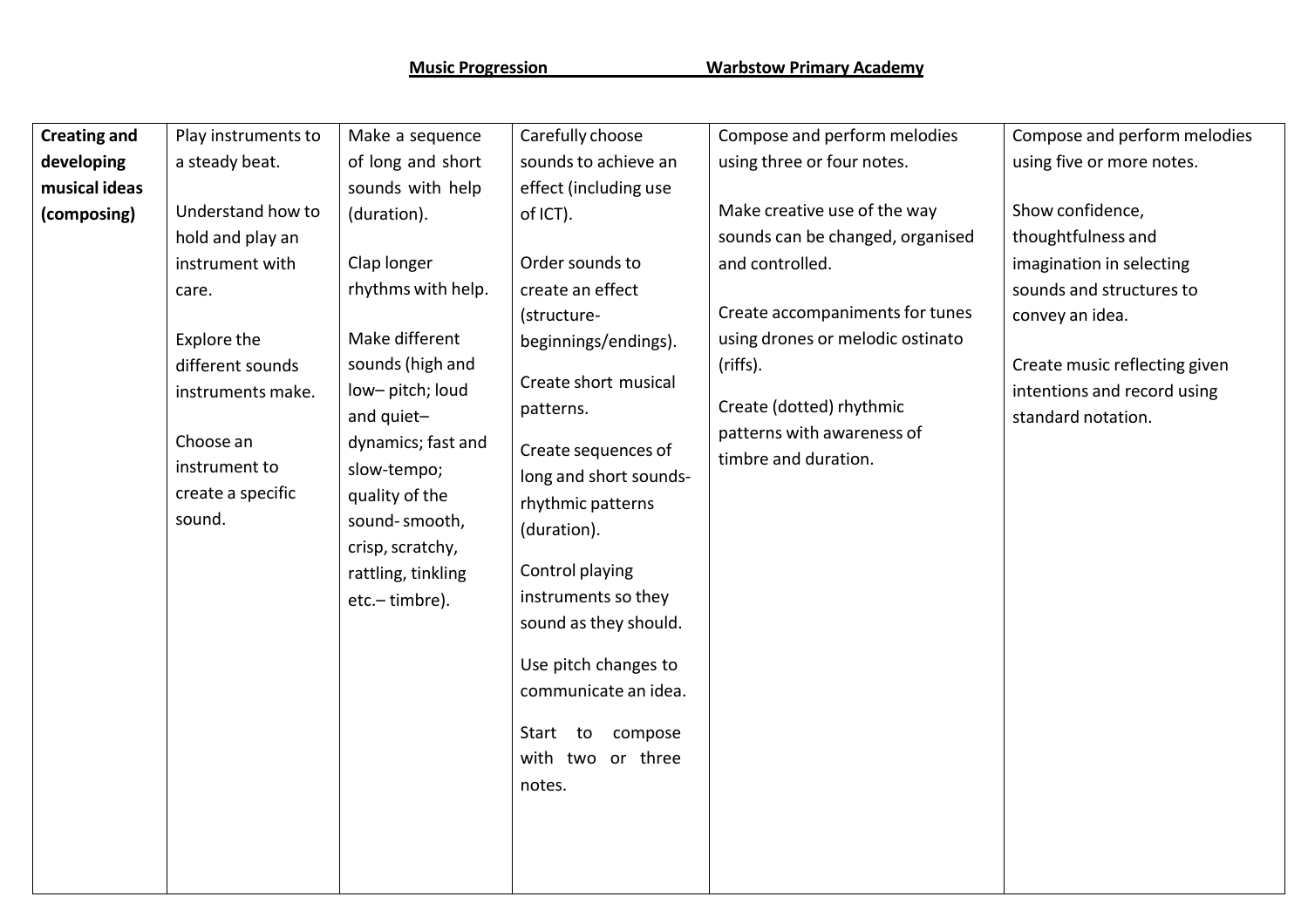**Music Progression Warbstow Primary Academy**

| **Creating and developing musical ideas (composing)** | Play instruments to a steady beat.<br><br>Understand how to hold and play an instrument with care.<br><br>Explore the different sounds instruments make.<br><br>Choose an instrument to create a specific sound. | Make a sequence of long and short sounds with help (duration).<br><br>Clap longer rhythms with help.<br><br>Make different sounds (high and low– pitch; loud and quiet– dynamics; fast and slow-tempo; quality of the sound- smooth, crisp, scratchy, rattling, tinkling etc.– timbre). | Carefully choose sounds to achieve an effect (including use of ICT).<br><br>Order sounds to create an effect (structure- beginnings/endings).<br><br>Create short musical patterns.<br><br>Create sequences of long and short sounds- rhythmic patterns (duration).<br><br>Control playing instruments so they sound as they should.<br><br>Use pitch changes to communicate an idea.<br><br>Start to compose with two or three notes. | Compose and perform melodies using three or four notes.<br><br>Make creative use of the way sounds can be changed, organised and controlled.<br><br>Create accompaniments for tunes using drones or melodic ostinato (riffs).<br><br>Create (dotted) rhythmic patterns with awareness of timbre and duration. | Compose and perform melodies using five or more notes.<br><br>Show confidence, thoughtfulness and imagination in selecting sounds and structures to convey an idea.<br><br>Create music reflecting given intentions and record using standard notation. |
|---|---|---|---|---|---|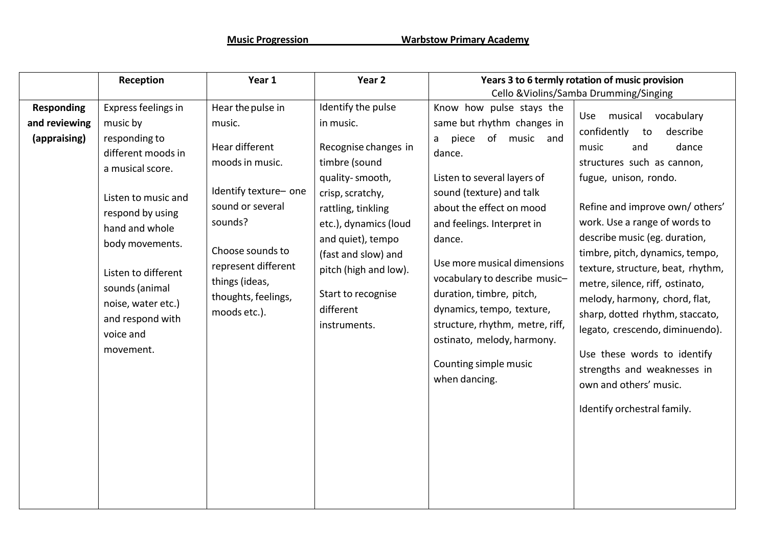**Music Progression                    Warbstow Primary Academy**

| | Reception | Year 1 | Year 2 | Years 3 to 6 termly rotation of music provision Cello &Violins/Samba Drumming/Singing | |
|---|---|---|---|---|---|
| **Responding and reviewing (appraising)** | Express feelings in music by responding to different moods in a musical score.<br><br>Listen to music and respond by using hand and whole body movements.<br><br>Listen to different sounds (animal noise, water etc.) and respond with voice and movement. | Hear the pulse in music.<br><br>Hear different moods in music.<br><br>Identify texture– one sound or several sounds?<br><br>Choose sounds to represent different things (ideas, thoughts, feelings, moods etc.). | Identify the pulse in music.<br><br>Recognise changes in timbre (sound quality- smooth, crisp, scratchy, rattling, tinkling etc.), dynamics (loud and quiet), tempo (fast and slow) and pitch (high and low).<br><br>Start to recognise different instruments. | Know how pulse stays the same but rhythm changes in a piece of music and dance.<br><br>Listen to several layers of sound (texture) and talk about the effect on mood and feelings. Interpret in dance.<br><br>Use more musical dimensions vocabulary to describe music– duration, timbre, pitch, dynamics, tempo, texture, structure, rhythm, metre, riff, ostinato, melody, harmony.<br><br>Counting simple music when dancing. | Use musical vocabulary confidently to describe music and dance structures such as cannon, fugue, unison, rondo.<br><br>Refine and improve own/ others' work. Use a range of words to describe music (eg. duration, timbre, pitch, dynamics, tempo, texture, structure, beat, rhythm, metre, silence, riff, ostinato, melody, harmony, chord, flat, sharp, dotted rhythm, staccato, legato, crescendo, diminuendo).<br><br>Use these words to identify strengths and weaknesses in own and others' music.<br><br>Identify orchestral family. |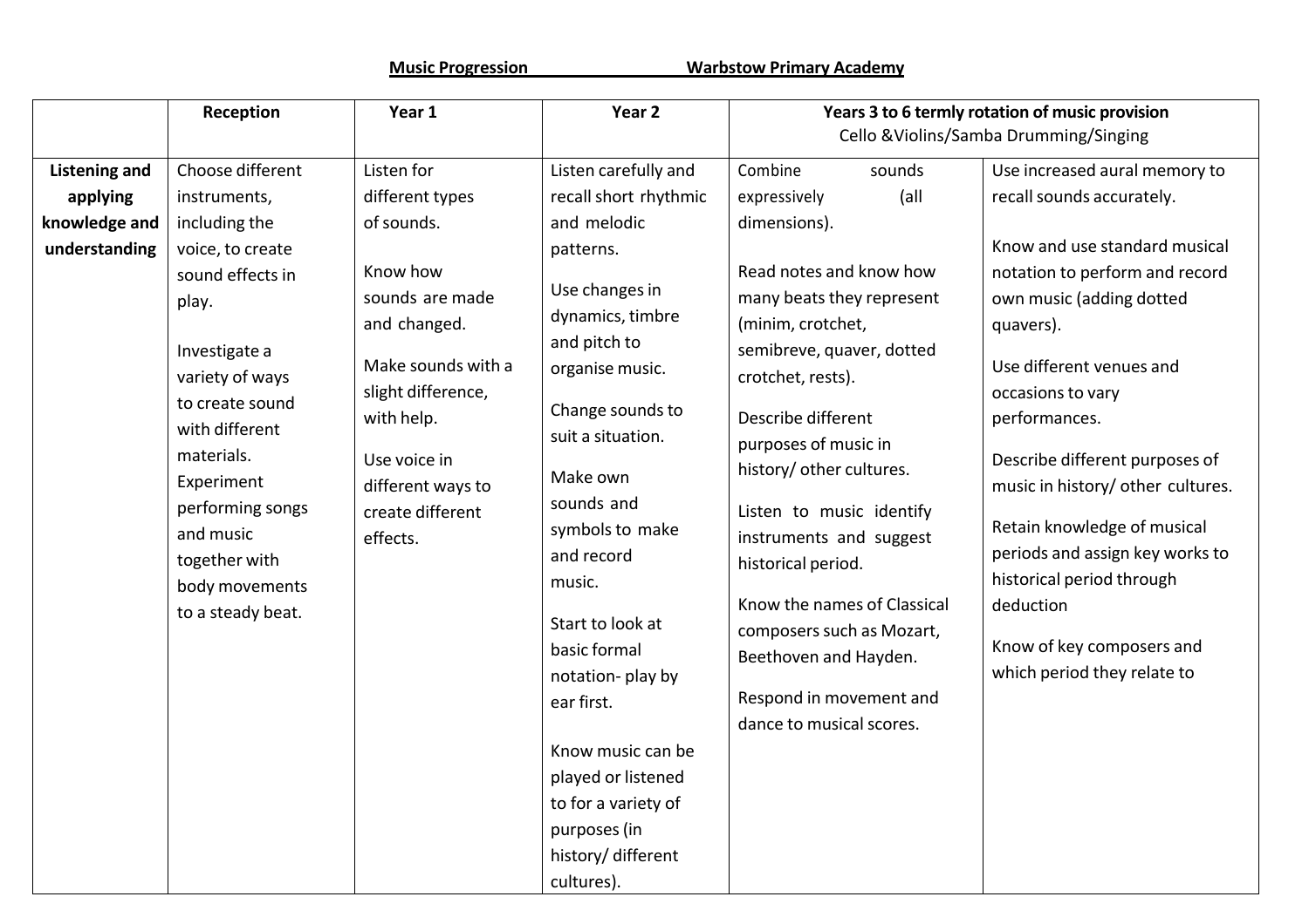**Music Progression Warbstow Primary Academy**

| | Reception | Year 1 | Year 2 | Years 3 to 6 termly rotation of music provision<br>Cello &Violins/Samba Drumming/Singing | |
|---|---|---|---|---|---|
| **Listening and applying knowledge and understanding** | Choose different instruments, including the voice, to create sound effects in play.<br><br>Investigate a variety of ways to create sound with different materials. Experiment performing songs and music together with body movements to a steady beat. | Listen for different types of sounds.<br><br>Know how sounds are made and changed.<br><br>Make sounds with a slight difference, with help.<br><br>Use voice in different ways to create different effects. | Listen carefully and recall short rhythmic and melodic patterns.<br><br>Use changes in dynamics, timbre and pitch to organise music.<br><br>Change sounds to suit a situation.<br><br>Make own sounds and symbols to make and record music.<br><br>Start to look at basic formal notation- play by ear first.<br><br>Know music can be played or listened to for a variety of purposes (in history/ different cultures). | Combine sounds expressively (all dimensions).<br><br>Read notes and know how many beats they represent (minim, crotchet, semibreve, quaver, dotted crotchet, rests).<br><br>Describe different purposes of music in history/ other cultures.<br><br>Listen to music identify instruments and suggest historical period.<br><br>Know the names of Classical composers such as Mozart, Beethoven and Hayden.<br><br>Respond in movement and dance to musical scores. | Use increased aural memory to recall sounds accurately.<br><br>Know and use standard musical notation to perform and record own music (adding dotted quavers).<br><br>Use different venues and occasions to vary performances.<br><br>Describe different purposes of music in history/ other cultures.<br><br>Retain knowledge of musical periods and assign key works to historical period through deduction<br><br>Know of key composers and which period they relate to |